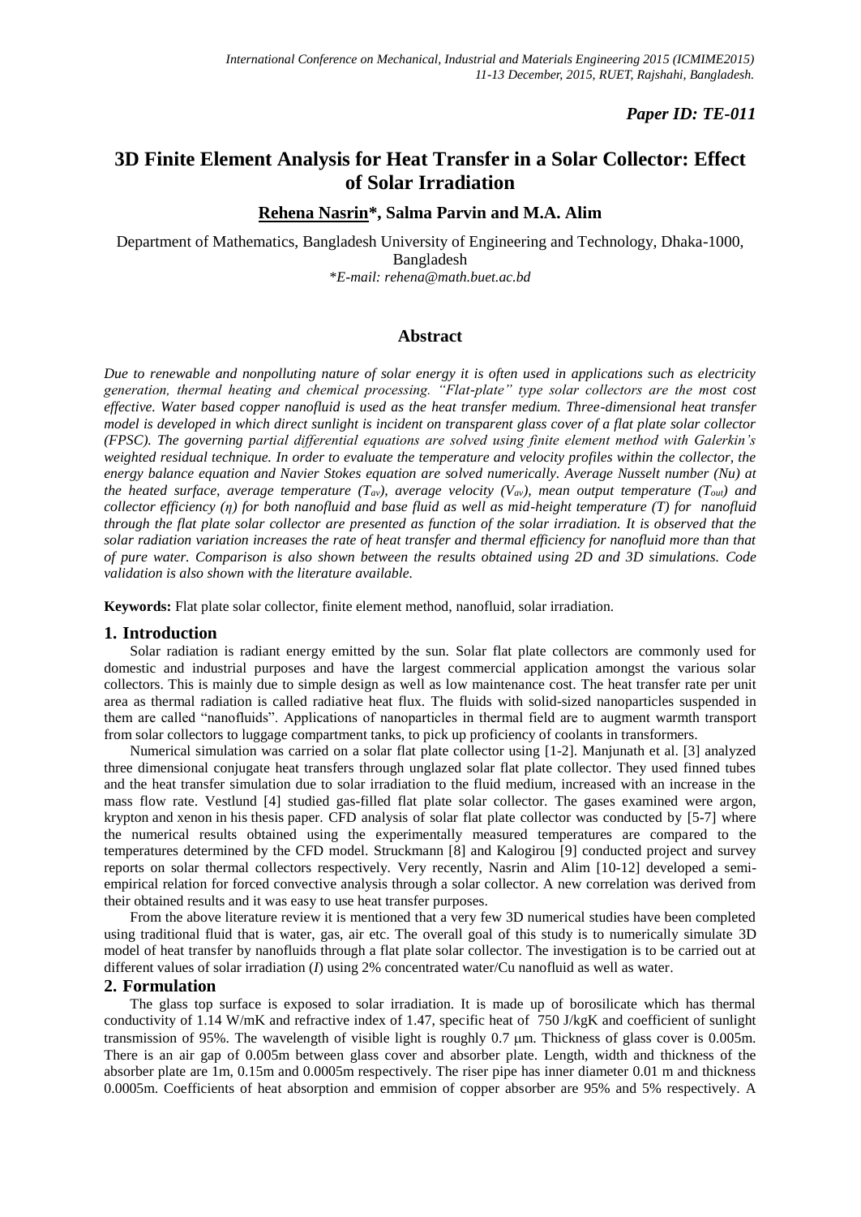*Paper ID: TE-011*

# 3D Finite Element Analysis for Heat Transfer in a Solar Collector: Effect of Solar Irradiation

**Rehena Nasrin\*, Salma Parvin and M.A. Alim**

Department of Mathematics, Bangladesh University of Engineering and Technology, Dhaka-1000, Bangladesh

\*E-mail: rehena@math.buet.ac.bd

## Abstract

*Due to renewable and nonpolluting nature of solar energy it is often used in applications such as electricity generation, thermal heating and chemical processing. "Flat-plate" type solar collectors are the most cost effective. Water based copper nanofluid is used as the heat transfer medium. Three-dimensional heat transfer model is developed in which direct sunlight is incident on transparent glass cover of a flat plate solar collector (FPSC). The governing partial differential equations are solved using finite element method with Galerkin's weighted residual technique. In order to evaluate the temperature and velocity profiles within the collector, the energy balance equation and Navier Stokes equation are solved numerically. Average Nusselt number (Nu) at the heated surface, average temperature ($T_{av}$), average velocity ($V_{av}$), mean output temperature ($T_{out}$) and collector efficiency (η) for both nanofluid and base fluid as well as mid-height temperature (T) for nanofluid through the flat plate solar collector are presented as function of the solar irradiation. It is observed that the solar radiation variation increases the rate of heat transfer and thermal efficiency for nanofluid more than that of pure water. Comparison is also shown between the results obtained using 2D and 3D simulations. Code validation is also shown with the literature available.*

**Keywords:** Flat plate solar collector, finite element method, nanofluid, solar irradiation.

## 1. Introduction

Solar radiation is radiant energy emitted by the sun. Solar flat plate collectors are commonly used for domestic and industrial purposes and have the largest commercial application amongst the various solar collectors. This is mainly due to simple design as well as low maintenance cost. The heat transfer rate per unit area as thermal radiation is called radiative heat flux. The fluids with solid-sized nanoparticles suspended in them are called "nanofluids". Applications of nanoparticles in thermal field are to augment warmth transport from solar collectors to luggage compartment tanks, to pick up proficiency of coolants in transformers.

Numerical simulation was carried on a solar flat plate collector using [1-2]. Manjunath et al. [3] analyzed three dimensional conjugate heat transfers through unglazed solar flat plate collector. They used finned tubes and the heat transfer simulation due to solar irradiation to the fluid medium, increased with an increase in the mass flow rate. Vestlund [4] studied gas-filled flat plate solar collector. The gases examined were argon, krypton and xenon in his thesis paper. CFD analysis of solar flat plate collector was conducted by [5-7] where the numerical results obtained using the experimentally measured temperatures are compared to the temperatures determined by the CFD model. Struckmann [8] and Kalogirou [9] conducted project and survey reports on solar thermal collectors respectively. Very recently, Nasrin and Alim [10-12] developed a semi-empirical relation for forced convective analysis through a solar collector. A new correlation was derived from their obtained results and it was easy to use heat transfer purposes.

From the above literature review it is mentioned that a very few 3D numerical studies have been completed using traditional fluid that is water, gas, air etc. The overall goal of this study is to numerically simulate 3D model of heat transfer by nanofluids through a flat plate solar collector. The investigation is to be carried out at different values of solar irradiation (*I*) using 2% concentrated water/Cu nanofluid as well as water.

## 2. Formulation

The glass top surface is exposed to solar irradiation. It is made up of borosilicate which has thermal conductivity of 1.14 W/mK and refractive index of 1.47, specific heat of 750 J/kgK and coefficient of sunlight transmission of 95%. The wavelength of visible light is roughly 0.7 μm. Thickness of glass cover is 0.005m. There is an air gap of 0.005m between glass cover and absorber plate. Length, width and thickness of the absorber plate are 1m, 0.15m and 0.0005m respectively. The riser pipe has inner diameter 0.01 m and thickness 0.0005m. Coefficients of heat absorption and emmision of copper absorber are 95% and 5% respectively. A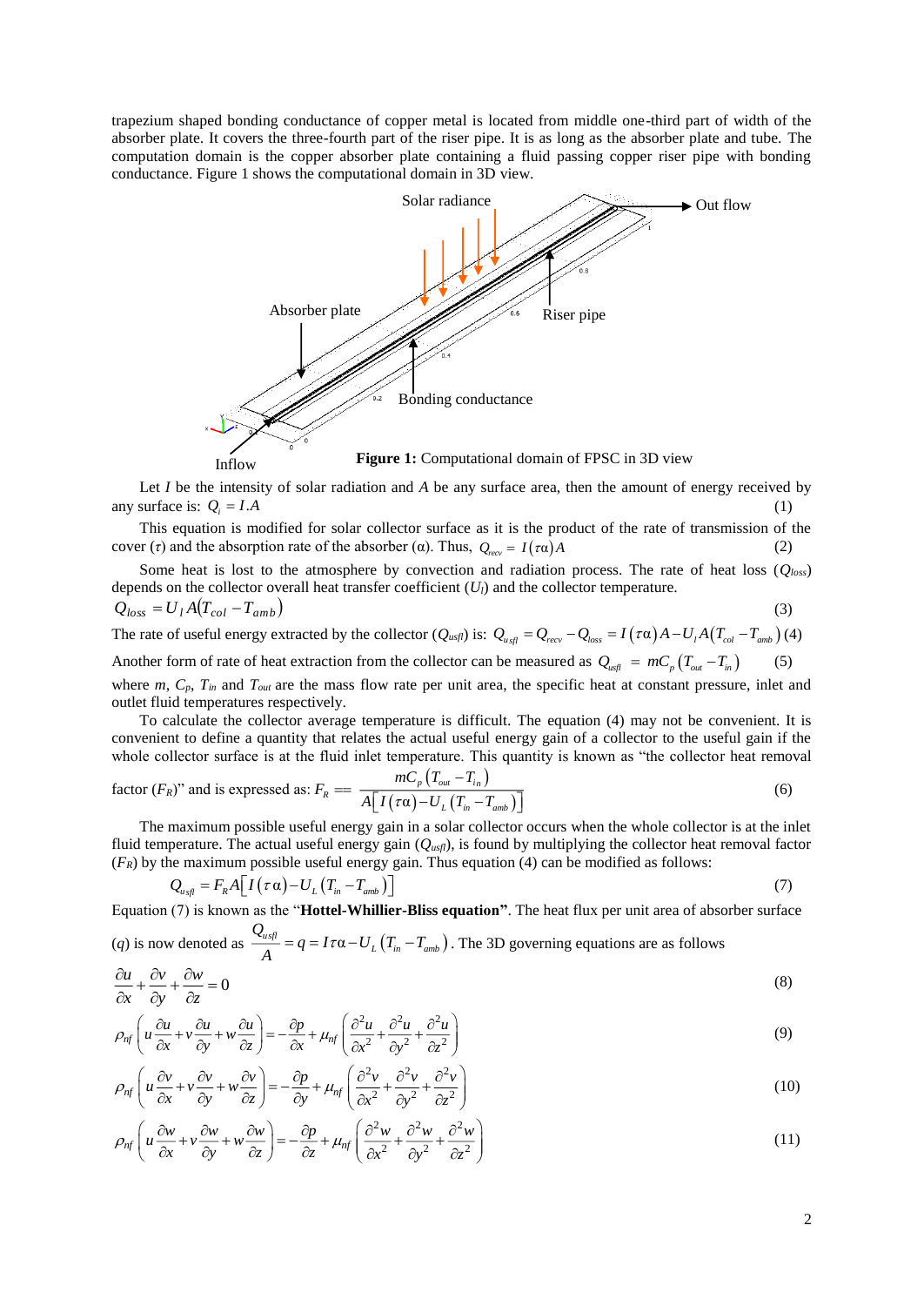trapezium shaped bonding conductance of copper metal is located from middle one-third part of width of the absorber plate. It covers the three-fourth part of the riser pipe. It is as long as the absorber plate and tube. The computation domain is the copper absorber plate containing a fluid passing copper riser pipe with bonding conductance. Figure 1 shows the computational domain in 3D view.

Solar radiance

Out flow

Absorber plate

Riser pipe

Bonding conductance

Inflow

**Figure 1:** Computational domain of FPSC in 3D view

Let $I$ be the intensity of solar radiation and $A$ be any surface area, then the amount of energy received by any surface is: $Q_i = I.A$ (1)

This equation is modified for solar collector surface as it is the product of the rate of transmission of the cover ($\tau$) and the absorption rate of the absorber ($\alpha$). Thus, $Q_{recv} = I(\tau\alpha)A$ (2)

Some heat is lost to the atmosphere by convection and radiation process. The rate of heat loss ($Q_{loss}$) depends on the collector overall heat transfer coefficient ($U_l$) and the collector temperature.

$$Q_{loss} = U_l A(T_{col} - T_{amb}) \tag{3}$$

The rate of useful energy extracted by the collector ($Q_{usfl}$) is: $Q_{usfl} = Q_{recv} - Q_{loss} = I(\tau\alpha)A - U_l A(T_{col} - T_{amb})$ (4)

Another form of rate of heat extraction from the collector can be measured as $Q_{usfl} = mC_p(T_{out} - T_{in})$ (5)

where $m$, $C_p$, $T_{in}$ and $T_{out}$ are the mass flow rate per unit area, the specific heat at constant pressure, inlet and outlet fluid temperatures respectively.

To calculate the collector average temperature is difficult. The equation (4) may not be convenient. It is convenient to define a quantity that relates the actual useful energy gain of a collector to the useful gain if the whole collector surface is at the fluid inlet temperature. This quantity is known as "the collector heat removal factor ($F_R$)" and is expressed as: $F_R = \dfrac{mC_p(T_{out} - T_{in})}{A\left[I(\tau\alpha) - U_L(T_{in} - T_{amb})\right]}$ (6)

The maximum possible useful energy gain in a solar collector occurs when the whole collector is at the inlet fluid temperature. The actual useful energy gain ($Q_{usfl}$), is found by multiplying the collector heat removal factor ($F_R$) by the maximum possible useful energy gain. Thus equation (4) can be modified as follows:

$$Q_{usfl} = F_R A\left[I(\tau\alpha) - U_L(T_{in} - T_{amb})\right] \tag{7}$$

Equation (7) is known as the "**Hottel-Whillier-Bliss equation**". The heat flux per unit area of absorber surface ($q$) is now denoted as $\dfrac{Q_{usfl}}{A} = q = I\tau\alpha - U_L(T_{in} - T_{amb})$. The 3D governing equations are as follows

$$\frac{\partial u}{\partial x} + \frac{\partial v}{\partial y} + \frac{\partial w}{\partial z} = 0 \tag{8}$$

$$\rho_{nf}\left(u\frac{\partial u}{\partial x} + v\frac{\partial u}{\partial y} + w\frac{\partial u}{\partial z}\right) = -\frac{\partial p}{\partial x} + \mu_{nf}\left(\frac{\partial^2 u}{\partial x^2} + \frac{\partial^2 u}{\partial y^2} + \frac{\partial^2 u}{\partial z^2}\right) \tag{9}$$

$$\rho_{nf}\left(u\frac{\partial v}{\partial x} + v\frac{\partial v}{\partial y} + w\frac{\partial v}{\partial z}\right) = -\frac{\partial p}{\partial y} + \mu_{nf}\left(\frac{\partial^2 v}{\partial x^2} + \frac{\partial^2 v}{\partial y^2} + \frac{\partial^2 v}{\partial z^2}\right) \tag{10}$$

$$\rho_{nf}\left(u\frac{\partial w}{\partial x} + v\frac{\partial w}{\partial y} + w\frac{\partial w}{\partial z}\right) = -\frac{\partial p}{\partial z} + \mu_{nf}\left(\frac{\partial^2 w}{\partial x^2} + \frac{\partial^2 w}{\partial y^2} + \frac{\partial^2 w}{\partial z^2}\right) \tag{11}$$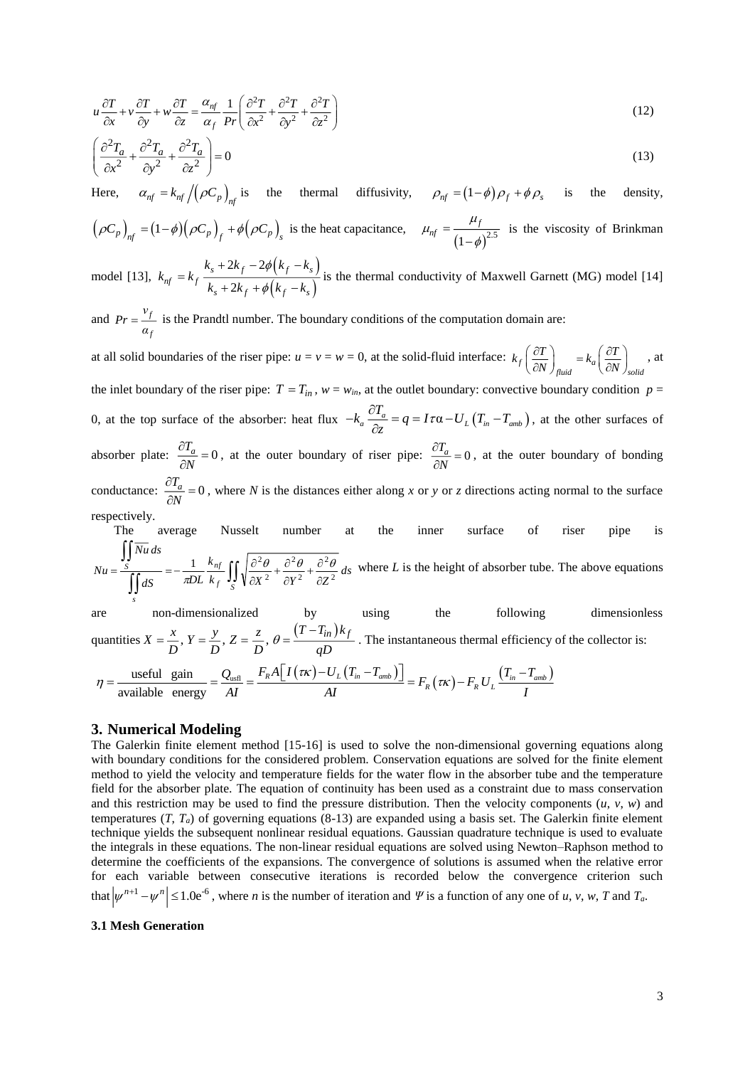$$u\frac{\partial T}{\partial x}+v\frac{\partial T}{\partial y}+w\frac{\partial T}{\partial z}=\frac{\alpha_{nf}}{\alpha_f}\frac{1}{Pr}\left(\frac{\partial^2 T}{\partial x^2}+\frac{\partial^2 T}{\partial y^2}+\frac{\partial^2 T}{\partial z^2}\right) \tag{12}$$

$$\left(\frac{\partial^2 T_a}{\partial x^2}+\frac{\partial^2 T_a}{\partial y^2}+\frac{\partial^2 T_a}{\partial z^2}\right)=0 \tag{13}$$

Here, $\alpha_{nf}=k_{nf}/\left(\rho C_p\right)_{nf}$ is the thermal diffusivity, $\rho_{nf}=\left(1-\phi\right)\rho_f+\phi\rho_s$ is the density, $\left(\rho C_p\right)_{nf}=\left(1-\phi\right)\left(\rho C_p\right)_f+\phi\left(\rho C_p\right)_s$ is the heat capacitance, $\mu_{nf}=\dfrac{\mu_f}{\left(1-\phi\right)^{2.5}}$ is the viscosity of Brinkman model [13], $k_{nf}=k_f\dfrac{k_s+2k_f-2\phi\left(k_f-k_s\right)}{k_s+2k_f+\phi\left(k_f-k_s\right)}$ is the thermal conductivity of Maxwell Garnett (MG) model [14] and $Pr=\dfrac{\nu_f}{\alpha_f}$ is the Prandtl number. The boundary conditions of the computation domain are:

at all solid boundaries of the riser pipe: $u=v=w=0$, at the solid-fluid interface: $k_f\left(\dfrac{\partial T}{\partial N}\right)_{fluid}=k_a\left(\dfrac{\partial T}{\partial N}\right)_{solid}$, at the inlet boundary of the riser pipe: $T=T_{in}$, $w=w_{in}$, at the outlet boundary: convective boundary condition $p=0$, at the top surface of the absorber: heat flux $-k_a\dfrac{\partial T_a}{\partial z}=q=I\tau\alpha-U_L\left(T_{in}-T_{amb}\right)$, at the other surfaces of absorber plate: $\dfrac{\partial T_a}{\partial N}=0$, at the outer boundary of riser pipe: $\dfrac{\partial T_a}{\partial N}=0$, at the outer boundary of bonding conductance: $\dfrac{\partial T_a}{\partial N}=0$, where $N$ is the distances either along $x$ or $y$ or $z$ directions acting normal to the surface respectively.

The average Nusselt number at the inner surface of riser pipe is $Nu=\dfrac{\iint_S \overline{Nu}\,ds}{\iint_s dS}=-\dfrac{1}{\pi DL}\dfrac{k_{nf}}{k_f}\iint_S\sqrt{\dfrac{\partial^2\theta}{\partial X^2}+\dfrac{\partial^2\theta}{\partial Y^2}+\dfrac{\partial^2\theta}{\partial Z^2}}\,ds$ where $L$ is the height of absorber tube. The above equations are non-dimensionalized by using the following dimensionless quantities $X=\dfrac{x}{D}$, $Y=\dfrac{y}{D}$, $Z=\dfrac{z}{D}$, $\theta=\dfrac{\left(T-T_{in}\right)k_f}{qD}$. The instantaneous thermal efficiency of the collector is:

$$\eta=\frac{\text{useful gain}}{\text{available energy}}=\frac{Q_{\text{usfl}}}{AI}=\frac{F_R A\left[I\left(\tau\kappa\right)-U_L\left(T_{in}-T_{amb}\right)\right]}{AI}=F_R\left(\tau\kappa\right)-F_R U_L\frac{\left(T_{in}-T_{amb}\right)}{I}$$

## 3. Numerical Modeling

The Galerkin finite element method [15-16] is used to solve the non-dimensional governing equations along with boundary conditions for the considered problem. Conservation equations are solved for the finite element method to yield the velocity and temperature fields for the water flow in the absorber tube and the temperature field for the absorber plate. The equation of continuity has been used as a constraint due to mass conservation and this restriction may be used to find the pressure distribution. Then the velocity components ($u$, $v$, $w$) and temperatures ($T$, $T_a$) of governing equations (8-13) are expanded using a basis set. The Galerkin finite element technique yields the subsequent nonlinear residual equations. Gaussian quadrature technique is used to evaluate the integrals in these equations. The non-linear residual equations are solved using Newton–Raphson method to determine the coefficients of the expansions. The convergence of solutions is assumed when the relative error for each variable between consecutive iterations is recorded below the convergence criterion such that $\left|\psi^{n+1}-\psi^n\right|\le 1.0\text{e}^{-6}$, where $n$ is the number of iteration and $\Psi$ is a function of any one of $u$, $v$, $w$, $T$ and $T_a$.

### 3.1 Mesh Generation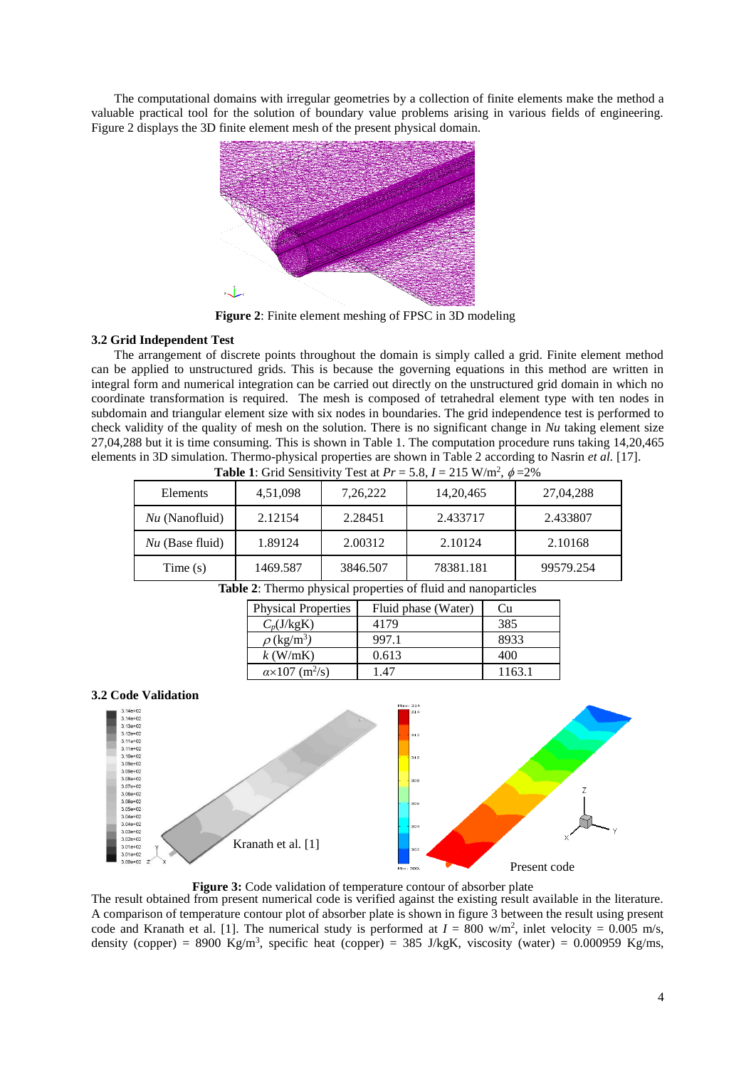The computational domains with irregular geometries by a collection of finite elements make the method a valuable practical tool for the solution of boundary value problems arising in various fields of engineering. Figure 2 displays the 3D finite element mesh of the present physical domain.

**Figure 2**: Finite element meshing of FPSC in 3D modeling

### 3.2 Grid Independent Test

The arrangement of discrete points throughout the domain is simply called a grid. Finite element method can be applied to unstructured grids. This is because the governing equations in this method are written in integral form and numerical integration can be carried out directly on the unstructured grid domain in which no coordinate transformation is required. The mesh is composed of tetrahedral element type with ten nodes in subdomain and triangular element size with six nodes in boundaries. The grid independence test is performed to check validity of the quality of mesh on the solution. There is no significant change in *Nu* taking element size 27,04,288 but it is time consuming. This is shown in Table 1. The computation procedure runs taking 14,20,465 elements in 3D simulation. Thermo-physical properties are shown in Table 2 according to Nasrin *et al.* [17].

**Table 1**: Grid Sensitivity Test at $Pr = 5.8$, $I = 215$ W/m$^2$, $\phi = 2\%$

| Elements | 4,51,098 | 7,26,222 | 14,20,465 | 27,04,288 |
|---|---|---|---|---|
| *Nu* (Nanofluid) | 2.12154 | 2.28451 | 2.433717 | 2.433807 |
| *Nu* (Base fluid) | 1.89124 | 2.00312 | 2.10124 | 2.10168 |
| Time (s) | 1469.587 | 3846.507 | 78381.181 | 99579.254 |

**Table 2**: Thermo physical properties of fluid and nanoparticles

| Physical Properties | Fluid phase (Water) | Cu |
|---|---|---|
| $C_p$(J/kgK) | 4179 | 385 |
| $\rho$ (kg/m$^3$) | 997.1 | 8933 |
| $k$ (W/mK) | 0.613 | 400 |
| $\alpha \times 107$ (m$^2$/s) | 1.47 | 1163.1 |

### 3.2 Code Validation

3.14e+02
3.14e+02
3.13e+02
3.12e+02
3.11e+02
3.11e+02
3.10e+02
3.09e+02
3.08e+02
3.08e+02
3.07e+02
3.06e+02
3.06e+02
3.05e+02
3.04e+02
3.04e+02
3.03e+02
3.02e+02
3.01e+02
3.01e+02
3.00e+02

Kranath et al. [1]

Max: 314
314
312
310
308
306
304
302
Min: 300.

Present code

**Figure 3:** Code validation of temperature contour of absorber plate

The result obtained from present numerical code is verified against the existing result available in the literature. A comparison of temperature contour plot of absorber plate is shown in figure 3 between the result using present code and Kranath et al. [1]. The numerical study is performed at $I = 800$ w/m$^2$, inlet velocity = 0.005 m/s, density (copper) = 8900 Kg/m$^3$, specific heat (copper) = 385 J/kgK, viscosity (water) = 0.000959 Kg/ms,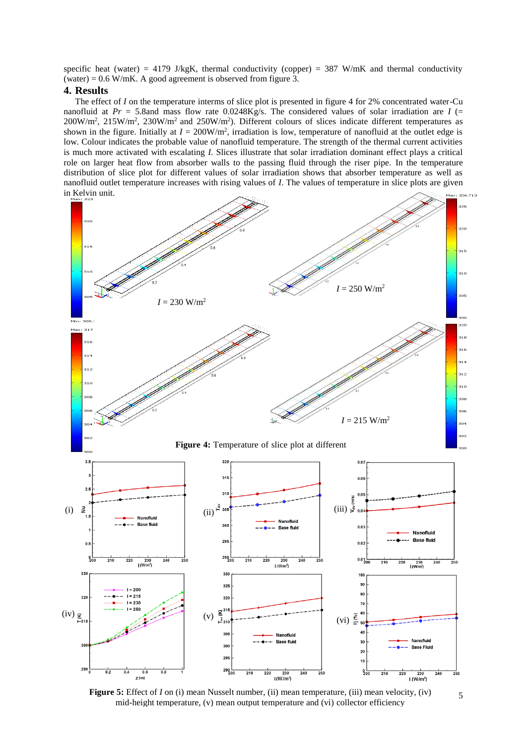specific heat (water) = 4179 J/kgK, thermal conductivity (copper) = 387 W/mK and thermal conductivity (water) = 0.6 W/mK. A good agreement is observed from figure 3.

## 4. Results

The effect of $I$ on the temperature interms of slice plot is presented in figure 4 for 2% concentrated water-Cu nanofluid at $Pr$ = 5.8and mass flow rate 0.0248Kg/s. The considered values of solar irradiation are $I$ (= 200W/m$^2$, 215W/m$^2$, 230W/m$^2$ and 250W/m$^2$). Different colours of slices indicate different temperatures as shown in the figure. Initially at $I$ = 200W/m$^2$, irradiation is low, temperature of nanofluid at the outlet edge is low. Colour indicates the probable value of nanofluid temperature. The strength of the thermal current activities is much more activated with escalating $I$. Slices illustrate that solar irradiation dominant effect plays a critical role on larger heat flow from absorber walls to the passing fluid through the riser pipe. In the temperature distribution of slice plot for different values of solar irradiation shows that absorber temperature as well as nanofluid outlet temperature increases with rising values of $I$. The values of temperature in slice plots are given in Kelvin unit.

$I$ = 230 W/m$^2$

$I$ = 250 W/m$^2$

$I$ = 215 W/m$^2$

**Figure 4:** Temperature of slice plot at different

**Figure 5:** Effect of $I$ on (i) mean Nusselt number, (ii) mean temperature, (iii) mean velocity, (iv) mid-height temperature, (v) mean output temperature and (vi) collector efficiency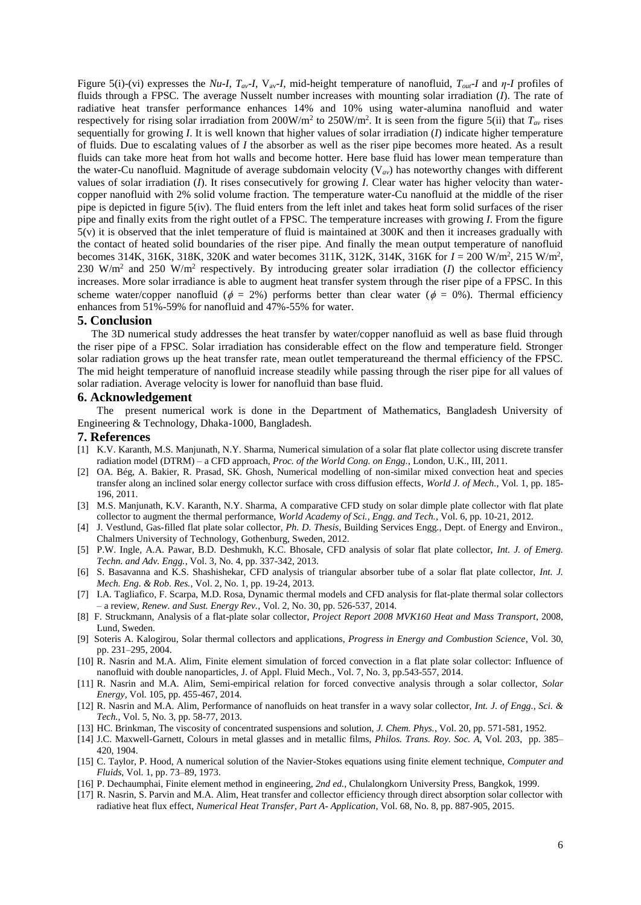Figure 5(i)-(vi) expresses the $Nu$-$I$, $T_{av}$-$I$, $V_{av}$-$I$, mid-height temperature of nanofluid, $T_{out}$-$I$ and $\eta$-$I$ profiles of fluids through a FPSC. The average Nusselt number increases with mounting solar irradiation ($I$). The rate of radiative heat transfer performance enhances 14% and 10% using water-alumina nanofluid and water respectively for rising solar irradiation from 200W/m$^2$ to 250W/m$^2$. It is seen from the figure 5(ii) that $T_{av}$ rises sequentially for growing $I$. It is well known that higher values of solar irradiation ($I$) indicate higher temperature of fluids. Due to escalating values of $I$ the absorber as well as the riser pipe becomes more heated. As a result fluids can take more heat from hot walls and become hotter. Here base fluid has lower mean temperature than the water-Cu nanofluid. Magnitude of average subdomain velocity ($V_{av}$) has noteworthy changes with different values of solar irradiation ($I$). It rises consecutively for growing $I$. Clear water has higher velocity than water-copper nanofluid with 2% solid volume fraction. The temperature water-Cu nanofluid at the middle of the riser pipe is depicted in figure 5(iv). The fluid enters from the left inlet and takes heat form solid surfaces of the riser pipe and finally exits from the right outlet of a FPSC. The temperature increases with growing $I$. From the figure 5(v) it is observed that the inlet temperature of fluid is maintained at 300K and then it increases gradually with the contact of heated solid boundaries of the riser pipe. And finally the mean output temperature of nanofluid becomes 314K, 316K, 318K, 320K and water becomes 311K, 312K, 314K, 316K for $I$ = 200 W/m$^2$, 215 W/m$^2$, 230 W/m$^2$ and 250 W/m$^2$ respectively. By introducing greater solar irradiation ($I$) the collector efficiency increases. More solar irradiance is able to augment heat transfer system through the riser pipe of a FPSC. In this scheme water/copper nanofluid ($\phi$ = 2%) performs better than clear water ($\phi$ = 0%). Thermal efficiency enhances from 51%-59% for nanofluid and 47%-55% for water.

## 5. Conclusion

The 3D numerical study addresses the heat transfer by water/copper nanofluid as well as base fluid through the riser pipe of a FPSC. Solar irradiation has considerable effect on the flow and temperature field. Stronger solar radiation grows up the heat transfer rate, mean outlet temperatureand the thermal efficiency of the FPSC. The mid height temperature of nanofluid increase steadily while passing through the riser pipe for all values of solar radiation. Average velocity is lower for nanofluid than base fluid.

## 6. Acknowledgement

The present numerical work is done in the Department of Mathematics, Bangladesh University of Engineering & Technology, Dhaka-1000, Bangladesh.

## 7. References

[1] K.V. Karanth, M.S. Manjunath, N.Y. Sharma, Numerical simulation of a solar flat plate collector using discrete transfer radiation model (DTRM) – a CFD approach, *Proc. of the World Cong. on Engg.*, London, U.K., III, 2011.

[2] OA. Bég, A. Bakier, R. Prasad, SK. Ghosh, Numerical modelling of non-similar mixed convection heat and species transfer along an inclined solar energy collector surface with cross diffusion effects, *World J. of Mech.*, Vol. 1, pp. 185-196, 2011.

[3] M.S. Manjunath, K.V. Karanth, N.Y. Sharma, A comparative CFD study on solar dimple plate collector with flat plate collector to augment the thermal performance, *World Academy of Sci., Engg. and Tech.*, Vol. 6, pp. 10-21, 2012.

[4] J. Vestlund, Gas-filled flat plate solar collector, *Ph. D. Thesis*, Building Services Engg., Dept. of Energy and Environ., Chalmers University of Technology, Gothenburg, Sweden, 2012.

[5] P.W. Ingle, A.A. Pawar, B.D. Deshmukh, K.C. Bhosale, CFD analysis of solar flat plate collector, *Int. J. of Emerg. Techn. and Adv. Engg.*, Vol. 3, No. 4, pp. 337-342, 2013.

[6] S. Basavanna and K.S. Shashishekar, CFD analysis of triangular absorber tube of a solar flat plate collector, *Int. J. Mech. Eng. & Rob. Res.*, Vol. 2, No. 1, pp. 19-24, 2013.

[7] I.A. Tagliafico, F. Scarpa, M.D. Rosa, Dynamic thermal models and CFD analysis for flat-plate thermal solar collectors – a review, *Renew. and Sust. Energy Rev.*, Vol. 2, No. 30, pp. 526-537, 2014.

[8] F. Struckmann, Analysis of a flat-plate solar collector, *Project Report 2008 MVK160 Heat and Mass Transport*, 2008, Lund, Sweden.

[9] Soteris A. Kalogirou, Solar thermal collectors and applications, *Progress in Energy and Combustion Science*, Vol. 30, pp. 231–295, 2004.

[10] R. Nasrin and M.A. Alim, Finite element simulation of forced convection in a flat plate solar collector: Influence of nanofluid with double nanoparticles, J. of Appl. Fluid Mech., Vol. 7, No. 3, pp.543-557, 2014.

[11] R. Nasrin and M.A. Alim, Semi-empirical relation for forced convective analysis through a solar collector, *Solar Energy*, Vol. 105, pp. 455-467, 2014.

[12] R. Nasrin and M.A. Alim, Performance of nanofluids on heat transfer in a wavy solar collector, *Int. J. of Engg., Sci. & Tech.*, Vol. 5, No. 3, pp. 58-77, 2013.

[13] HC. Brinkman, The viscosity of concentrated suspensions and solution, *J. Chem. Phys.*, Vol. 20, pp. 571-581, 1952.

[14] J.C. Maxwell-Garnett, Colours in metal glasses and in metallic films, *Philos. Trans. Roy. Soc. A*, Vol. 203, pp. 385–420, 1904.

[15] C. Taylor, P. Hood, A numerical solution of the Navier-Stokes equations using finite element technique, *Computer and Fluids*, Vol. 1, pp. 73–89, 1973.

[16] P. Dechaumphai, Finite element method in engineering, *2nd ed.*, Chulalongkorn University Press, Bangkok, 1999.

[17] R. Nasrin, S. Parvin and M.A. Alim, Heat transfer and collector efficiency through direct absorption solar collector with radiative heat flux effect, *Numerical Heat Transfer, Part A- Application*, Vol. 68, No. 8, pp. 887-905, 2015.